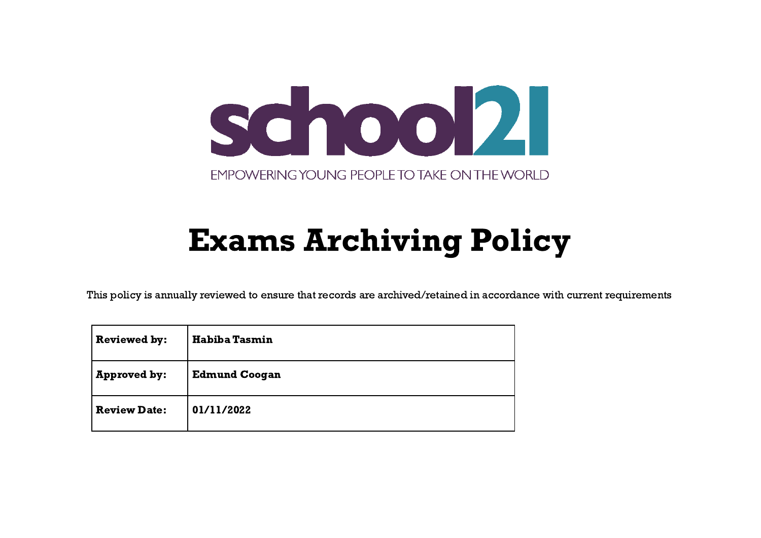school21

EMPOWERING YOUNG PEOPLE TO TAKE ON THE WORLD

# Exams Archiving Policy

This policy is annually reviewed to ensure that records are archived/retained in accordance with current requirements

| **Reviewed by:** | **Habiba Tasmin** |
|---|---|
| **Approved by:** | **Edmund Coogan** |
| **Review Date:** | **01/11/2022** |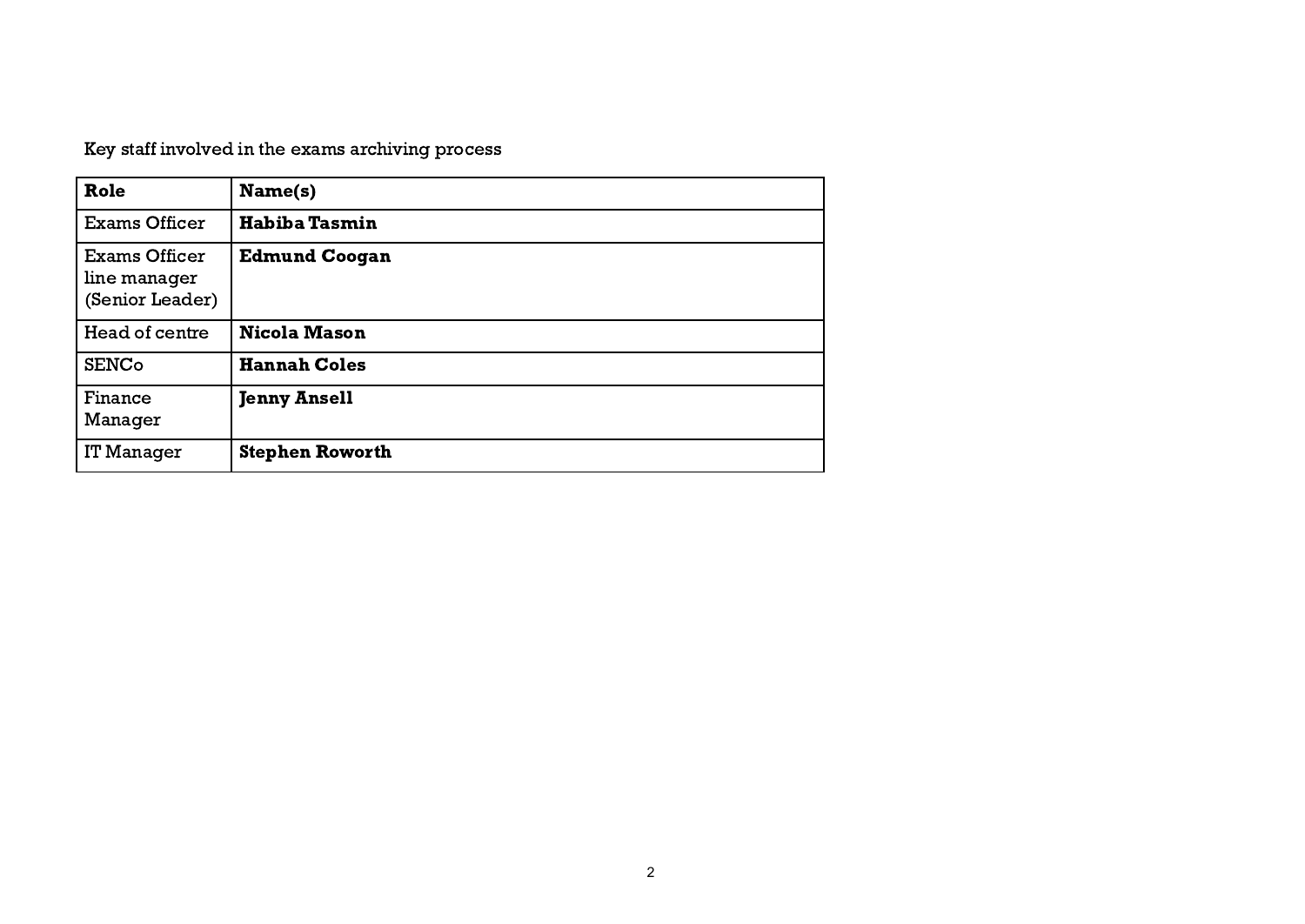Key staff involved in the exams archiving process

| **Role** | **Name(s)** |
|---|---|
| Exams Officer | **Habiba Tasmin** |
| Exams Officer line manager (Senior Leader) | **Edmund Coogan** |
| Head of centre | **Nicola Mason** |
| SENCo | **Hannah Coles** |
| Finance Manager | **Jenny Ansell** |
| IT Manager | **Stephen Roworth** |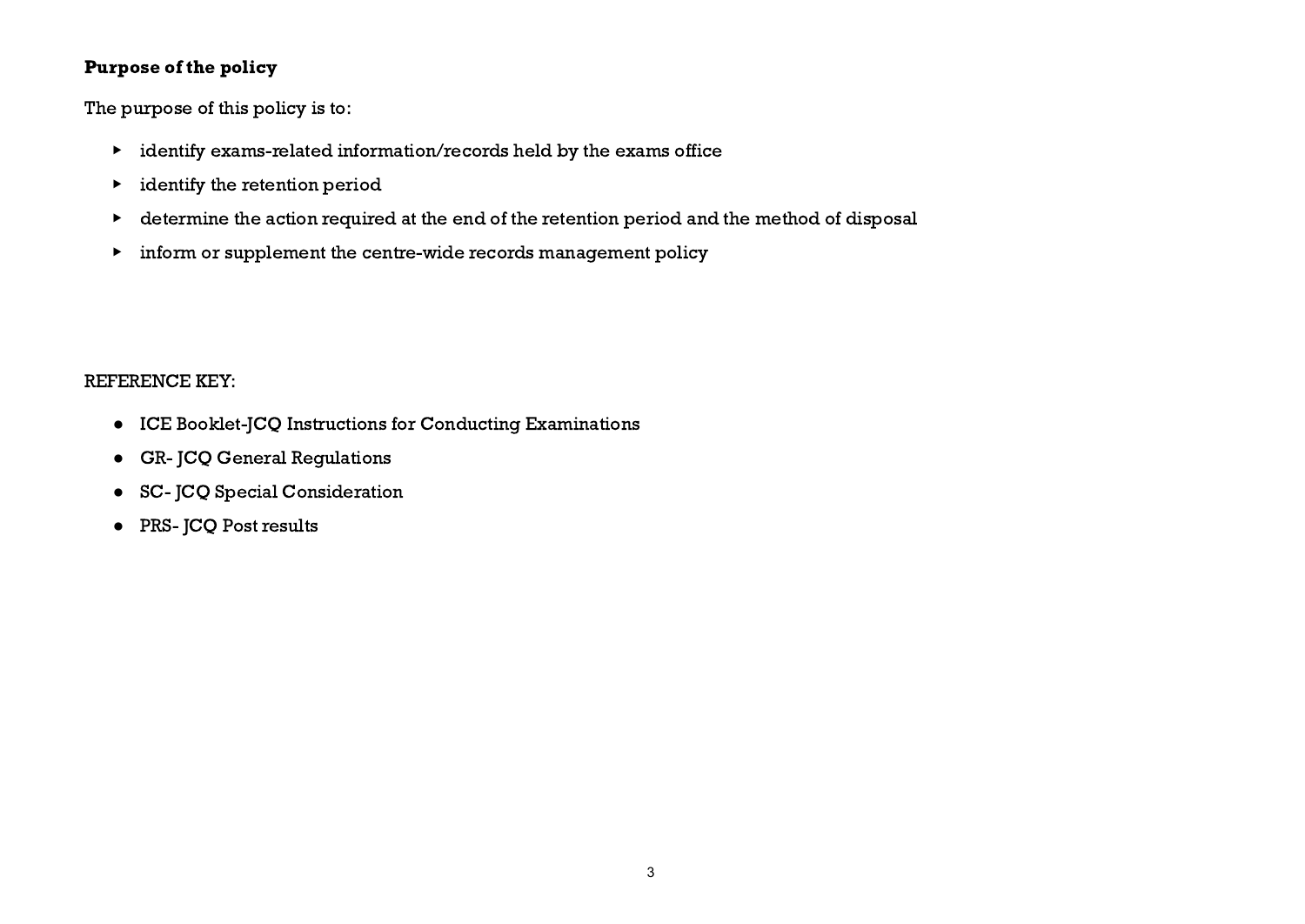**Purpose of the policy**

The purpose of this policy is to:

- identify exams-related information/records held by the exams office
- identify the retention period
- determine the action required at the end of the retention period and the method of disposal
- inform or supplement the centre-wide records management policy

REFERENCE KEY:

- ICE Booklet-JCQ Instructions for Conducting Examinations
- GR- JCQ General Regulations
- SC- JCQ Special Consideration
- PRS- JCQ Post results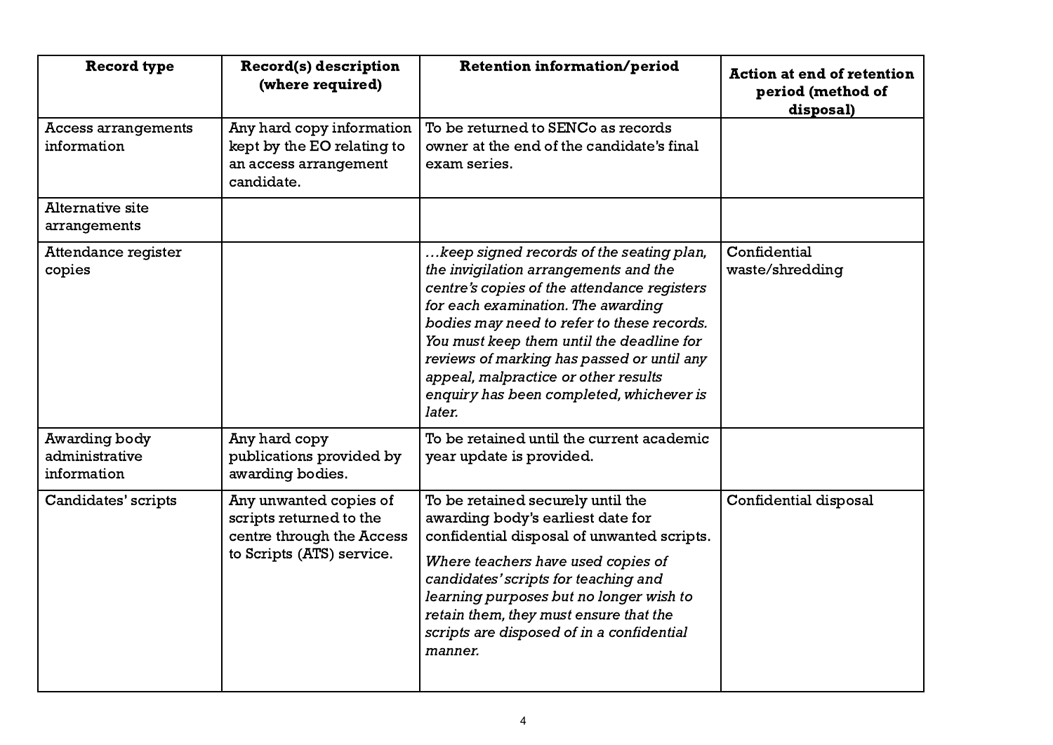| Record type | Record(s) description (where required) | Retention information/period | Action at end of retention period (method of disposal) |
|---|---|---|---|
| Access arrangements information | Any hard copy information kept by the EO relating to an access arrangement candidate. | To be returned to SENCo as records owner at the end of the candidate's final exam series. | |
| Alternative site arrangements | | | |
| Attendance register copies | | *…keep signed records of the seating plan, the invigilation arrangements and the centre's copies of the attendance registers for each examination. The awarding bodies may need to refer to these records. You must keep them until the deadline for reviews of marking has passed or until any appeal, malpractice or other results enquiry has been completed, whichever is later.* | Confidential waste/shredding |
| Awarding body administrative information | Any hard copy publications provided by awarding bodies. | To be retained until the current academic year update is provided. | |
| Candidates' scripts | Any unwanted copies of scripts returned to the centre through the Access to Scripts (ATS) service. | To be retained securely until the awarding body's earliest date for confidential disposal of unwanted scripts. *Where teachers have used copies of candidates' scripts for teaching and learning purposes but no longer wish to retain them, they must ensure that the scripts are disposed of in a confidential manner.* | Confidential disposal |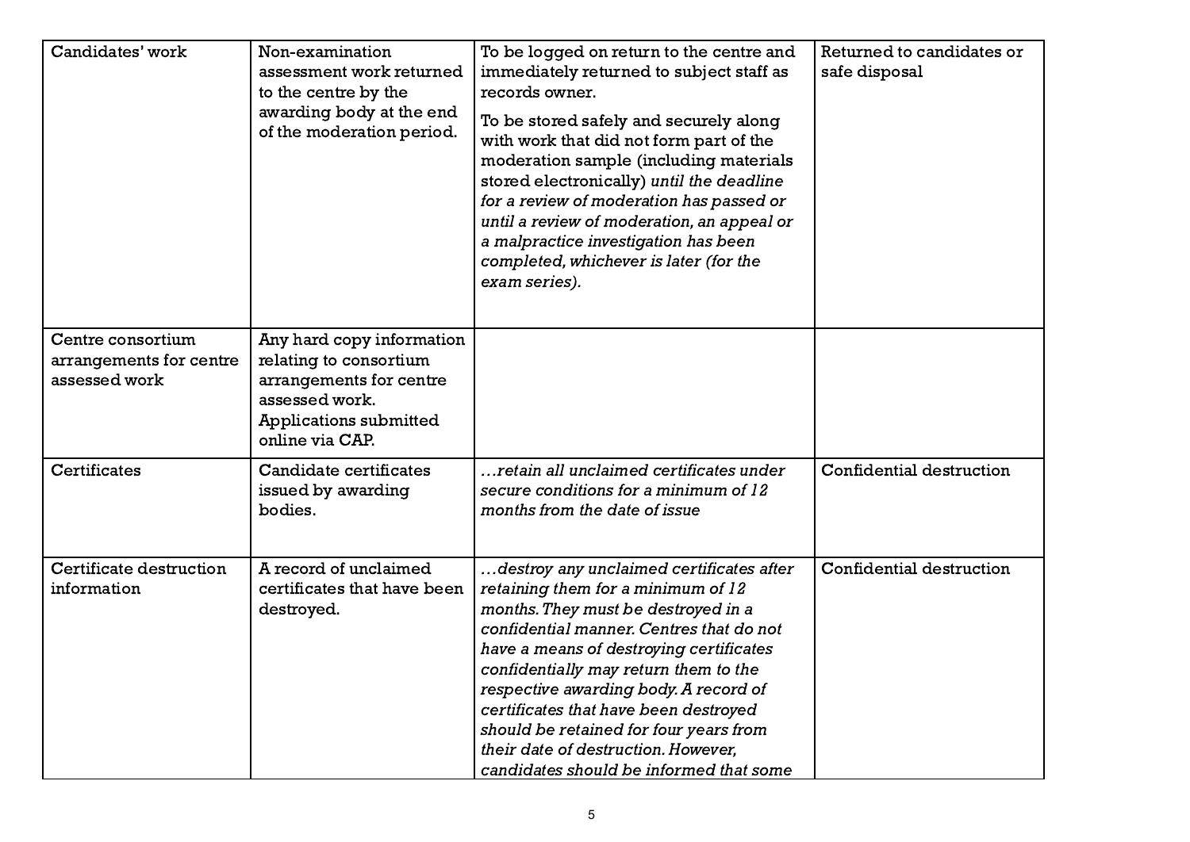| Candidates' work | Non-examination assessment work returned to the centre by the awarding body at the end of the moderation period. | To be logged on return to the centre and immediately returned to subject staff as records owner. To be stored safely and securely along with work that did not form part of the moderation sample (including materials stored electronically) *until the deadline for a review of moderation has passed or until a review of moderation, an appeal or a malpractice investigation has been completed, whichever is later (for the exam series).* | Returned to candidates or safe disposal |
|---|---|---|---|
| Centre consortium arrangements for centre assessed work | Any hard copy information relating to consortium arrangements for centre assessed work. Applications submitted online via CAP. | | |
| Certificates | Candidate certificates issued by awarding bodies. | *…retain all unclaimed certificates under secure conditions for a minimum of 12 months from the date of issue* | Confidential destruction |
| Certificate destruction information | A record of unclaimed certificates that have been destroyed. | *…destroy any unclaimed certificates after retaining them for a minimum of 12 months. They must be destroyed in a confidential manner. Centres that do not have a means of destroying certificates confidentially may return them to the respective awarding body. A record of certificates that have been destroyed should be retained for four years from their date of destruction. However, candidates should be informed that some* | Confidential destruction |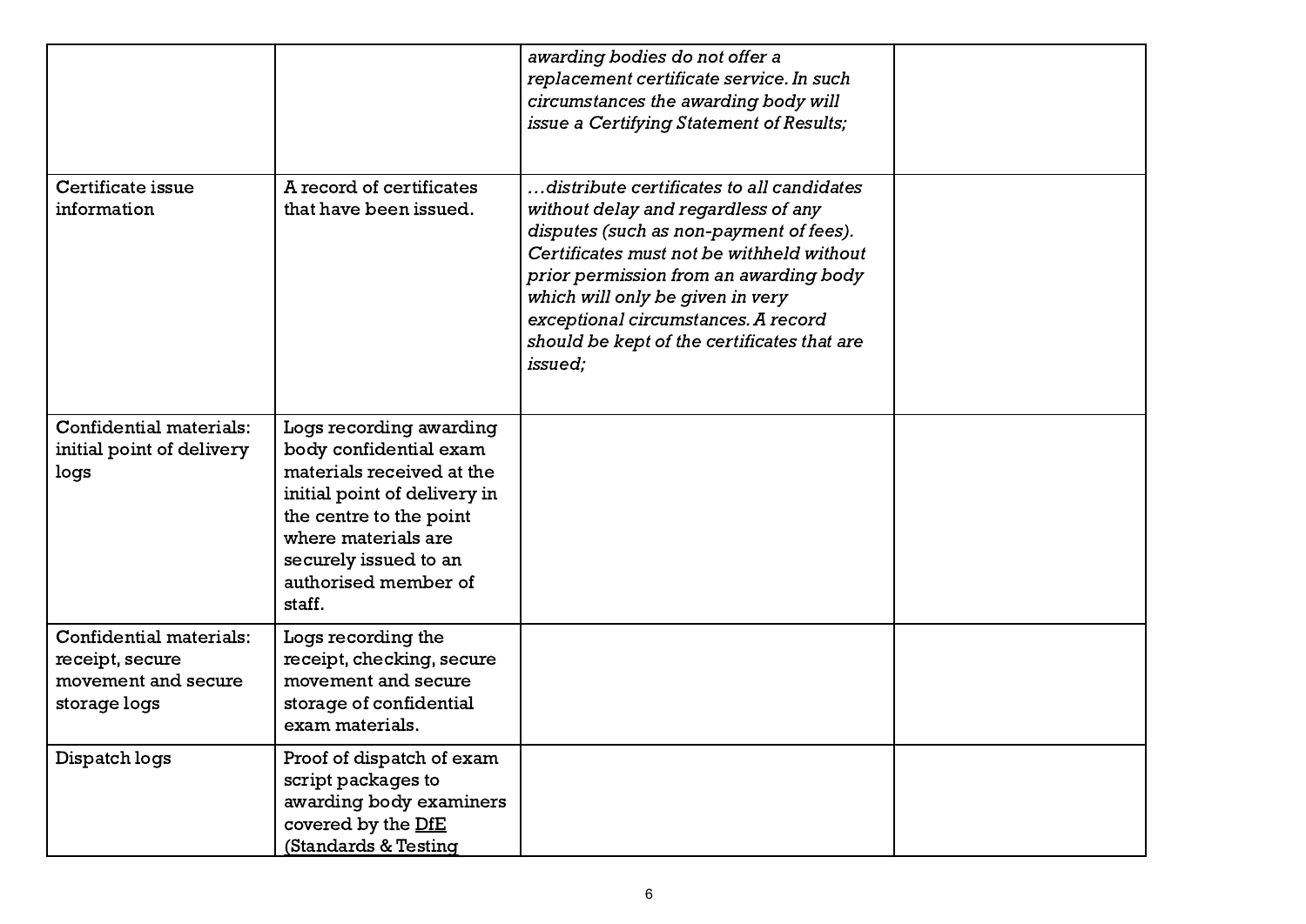| | | *awarding bodies do not offer a replacement certificate service. In such circumstances the awarding body will issue a Certifying Statement of Results;* | |
|---|---|---|---|
| Certificate issue information | A record of certificates that have been issued. | *…distribute certificates to all candidates without delay and regardless of any disputes (such as non-payment of fees). Certificates must not be withheld without prior permission from an awarding body which will only be given in very exceptional circumstances. A record should be kept of the certificates that are issued;* | |
| Confidential materials: initial point of delivery logs | Logs recording awarding body confidential exam materials received at the initial point of delivery in the centre to the point where materials are securely issued to an authorised member of staff. | | |
| Confidential materials: receipt, secure movement and secure storage logs | Logs recording the receipt, checking, secure movement and secure storage of confidential exam materials. | | |
| Dispatch logs | Proof of dispatch of exam script packages to awarding body examiners covered by the DfE (Standards & Testing | | |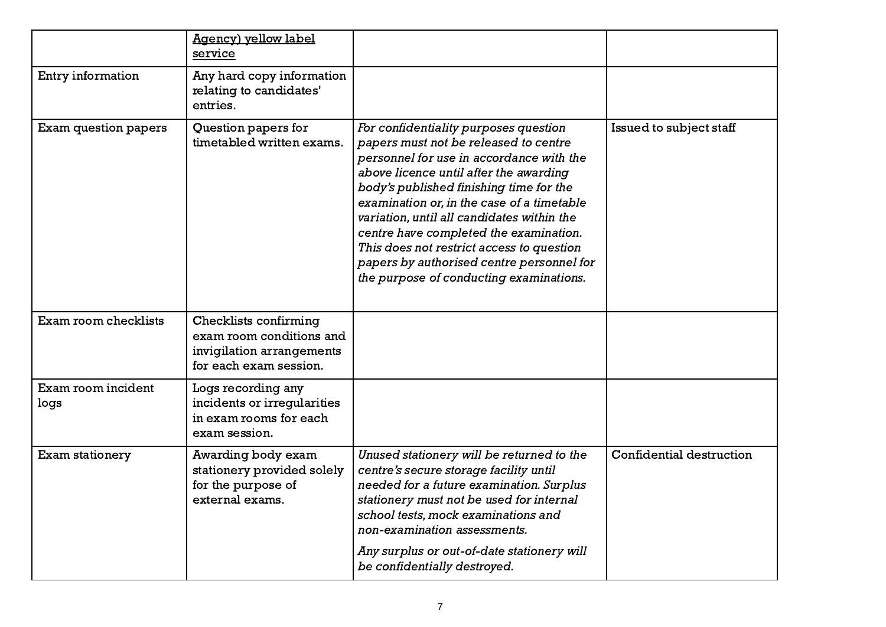| | | | |
|---|---|---|---|
| | <u>Agency) yellow label service</u> | | |
| Entry information | Any hard copy information relating to candidates' entries. | | |
| Exam question papers | Question papers for timetabled written exams. | *For confidentiality purposes question papers must not be released to centre personnel for use in accordance with the above licence until after the awarding body's published finishing time for the examination or, in the case of a timetable variation, until all candidates within the centre have completed the examination. This does not restrict access to question papers by authorised centre personnel for the purpose of conducting examinations.* | Issued to subject staff |
| Exam room checklists | Checklists confirming exam room conditions and invigilation arrangements for each exam session. | | |
| Exam room incident logs | Logs recording any incidents or irregularities in exam rooms for each exam session. | | |
| Exam stationery | Awarding body exam stationery provided solely for the purpose of external exams. | *Unused stationery will be returned to the centre's secure storage facility until needed for a future examination. Surplus stationery must not be used for internal school tests, mock examinations and non-examination assessments.*<br><br>*Any surplus or out-of-date stationery will be confidentially destroyed.* | Confidential destruction |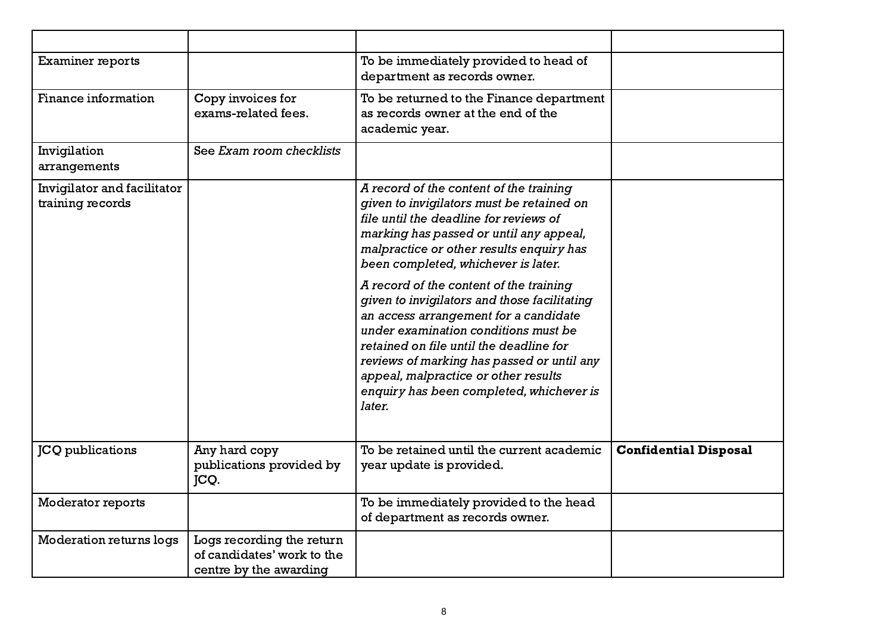| | | | |
|---|---|---|---|
| Examiner reports | | To be immediately provided to head of department as records owner. | |
| Finance information | Copy invoices for exams-related fees. | To be returned to the Finance department as records owner at the end of the academic year. | |
| Invigilation arrangements | See *Exam room checklists* | | |
| Invigilator and facilitator training records | | *A record of the content of the training given to invigilators must be retained on file until the deadline for reviews of marking has passed or until any appeal, malpractice or other results enquiry has been completed, whichever is later.*<br><br>*A record of the content of the training given to invigilators and those facilitating an access arrangement for a candidate under examination conditions must be retained on file until the deadline for reviews of marking has passed or until any appeal, malpractice or other results enquiry has been completed, whichever is later.* | |
| JCQ publications | Any hard copy publications provided by JCQ. | To be retained until the current academic year update is provided. | **Confidential Disposal** |
| Moderator reports | | To be immediately provided to the head of department as records owner. | |
| Moderation returns logs | Logs recording the return of candidates' work to the centre by the awarding | | |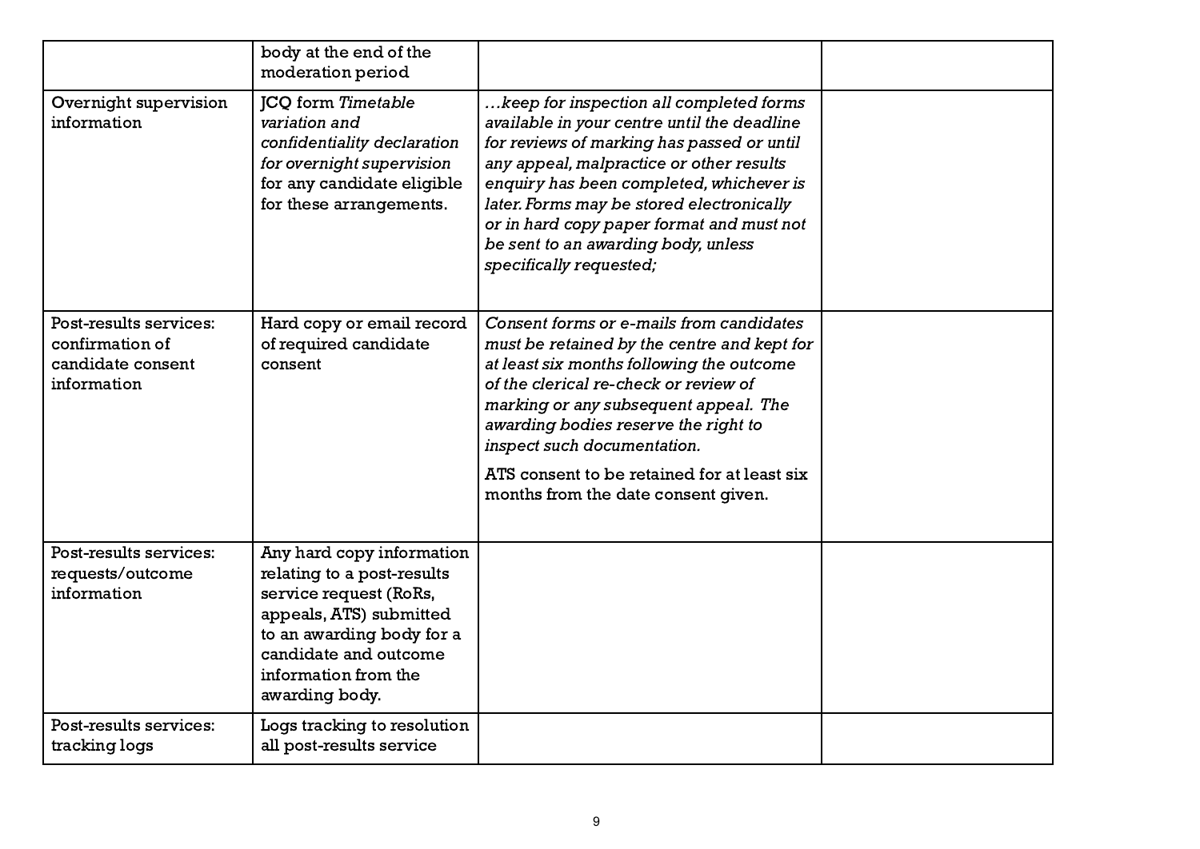| | | | |
|---|---|---|---|
| | body at the end of the moderation period | | |
| Overnight supervision information | JCQ form *Timetable variation and confidentiality declaration for overnight supervision* for any candidate eligible for these arrangements. | *…keep for inspection all completed forms available in your centre until the deadline for reviews of marking has passed or until any appeal, malpractice or other results enquiry has been completed, whichever is later. Forms may be stored electronically or in hard copy paper format and must not be sent to an awarding body, unless specifically requested;* | |
| Post-results services: confirmation of candidate consent information | Hard copy or email record of required candidate consent | *Consent forms or e-mails from candidates must be retained by the centre and kept for at least six months following the outcome of the clerical re-check or review of marking or any subsequent appeal. The awarding bodies reserve the right to inspect such documentation.*<br><br>ATS consent to be retained for at least six months from the date consent given. | |
| Post-results services: requests/outcome information | Any hard copy information relating to a post-results service request (RoRs, appeals, ATS) submitted to an awarding body for a candidate and outcome information from the awarding body. | | |
| Post-results services: tracking logs | Logs tracking to resolution all post-results service | | |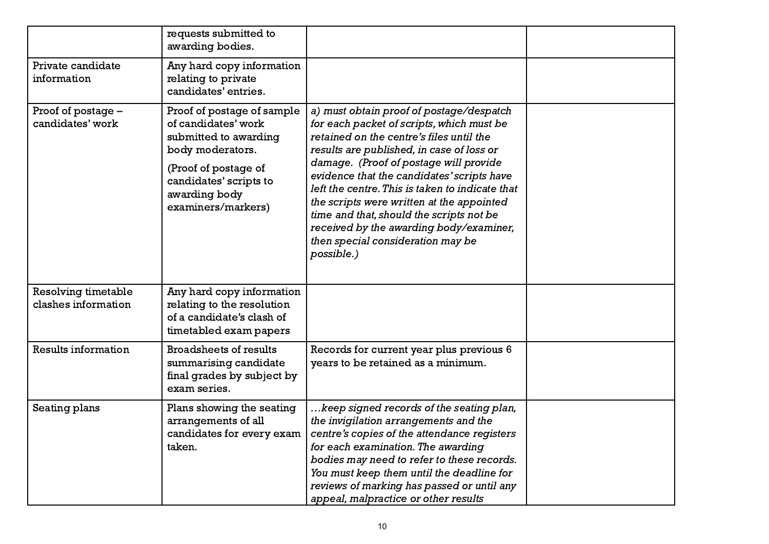| | | | |
|---|---|---|---|
| | requests submitted to awarding bodies. | | |
| Private candidate information | Any hard copy information relating to private candidates' entries. | | |
| Proof of postage – candidates' work | Proof of postage of sample of candidates' work submitted to awarding body moderators.<br><br>(Proof of postage of candidates' scripts to awarding body examiners/markers) | *a) must obtain proof of postage/despatch for each packet of scripts, which must be retained on the centre's files until the results are published, in case of loss or damage. (Proof of postage will provide evidence that the candidates' scripts have left the centre. This is taken to indicate that the scripts were written at the appointed time and that, should the scripts not be received by the awarding body/examiner, then special consideration may be possible.)* | |
| Resolving timetable clashes information | Any hard copy information relating to the resolution of a candidate's clash of timetabled exam papers | | |
| Results information | Broadsheets of results summarising candidate final grades by subject by exam series. | Records for current year plus previous 6 years to be retained as a minimum. | |
| Seating plans | Plans showing the seating arrangements of all candidates for every exam taken. | *…keep signed records of the seating plan, the invigilation arrangements and the centre's copies of the attendance registers for each examination. The awarding bodies may need to refer to these records. You must keep them until the deadline for reviews of marking has passed or until any appeal, malpractice or other results* | |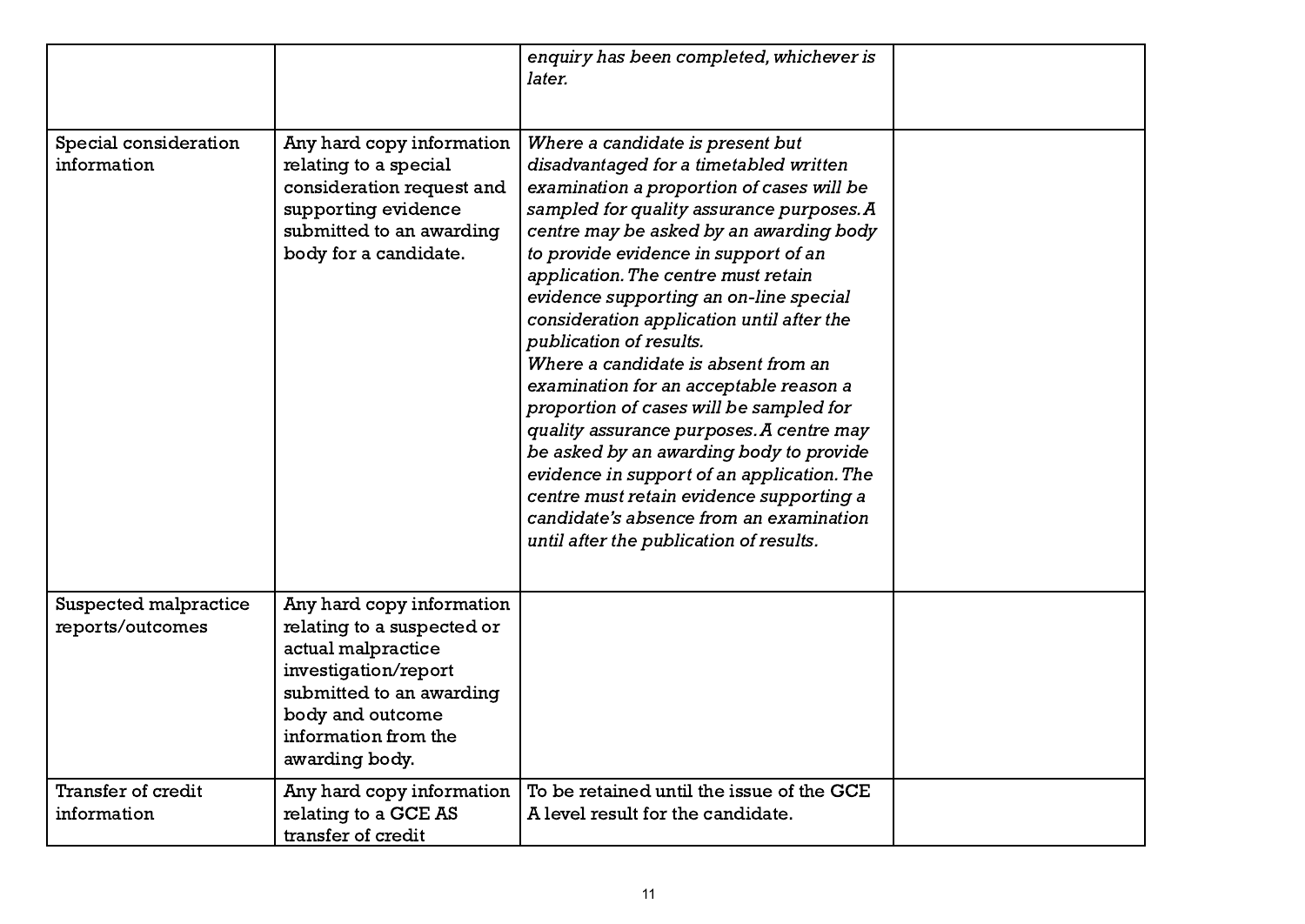| | | | |
|---|---|---|---|
| | | *enquiry has been completed, whichever is later.* | |
| Special consideration information | Any hard copy information relating to a special consideration request and supporting evidence submitted to an awarding body for a candidate. | *Where a candidate is present but disadvantaged for a timetabled written examination a proportion of cases will be sampled for quality assurance purposes. A centre may be asked by an awarding body to provide evidence in support of an application. The centre must retain evidence supporting an on-line special consideration application until after the publication of results.*<br>*Where a candidate is absent from an examination for an acceptable reason a proportion of cases will be sampled for quality assurance purposes. A centre may be asked by an awarding body to provide evidence in support of an application. The centre must retain evidence supporting a candidate's absence from an examination until after the publication of results.* | |
| Suspected malpractice reports/outcomes | Any hard copy information relating to a suspected or actual malpractice investigation/report submitted to an awarding body and outcome information from the awarding body. | | |
| Transfer of credit information | Any hard copy information relating to a GCE AS transfer of credit | To be retained until the issue of the GCE A level result for the candidate. | |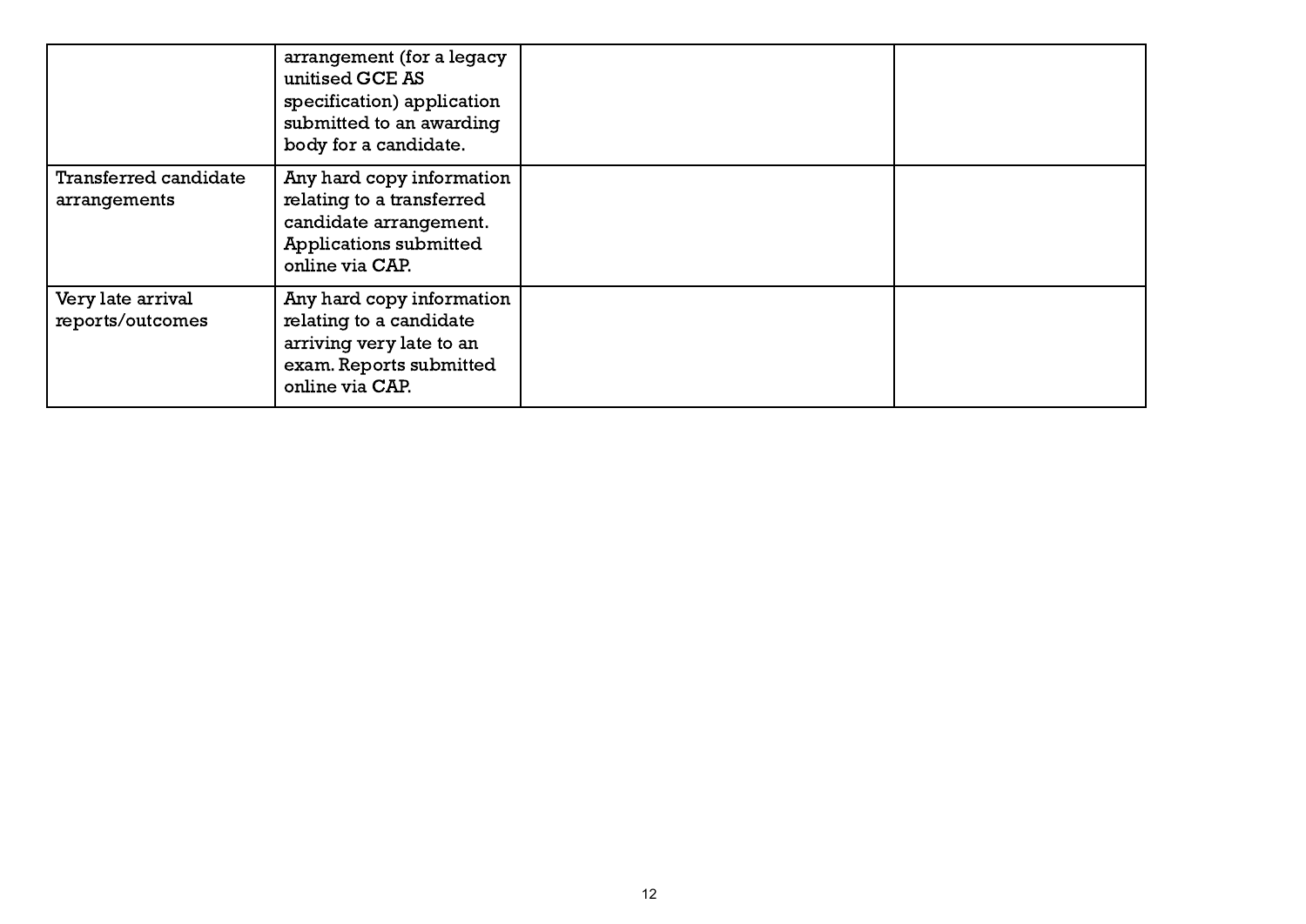| | | | |
|---|---|---|---|
| | arrangement (for a legacy unitised GCE AS specification) application submitted to an awarding body for a candidate. | | |
| Transferred candidate arrangements | Any hard copy information relating to a transferred candidate arrangement. Applications submitted online via CAP. | | |
| Very late arrival reports/outcomes | Any hard copy information relating to a candidate arriving very late to an exam. Reports submitted online via CAP. | | |